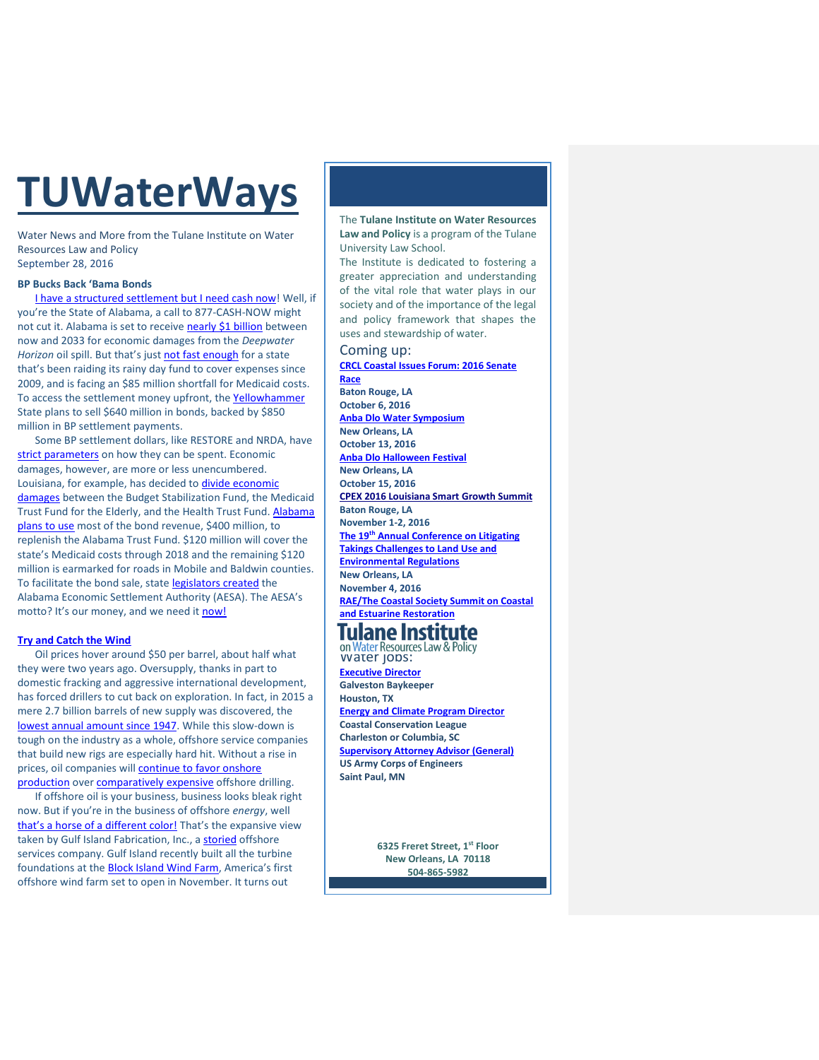# TUWaterWays

Water News and More from the Tulane Institute on Water Resources Law and Policy
September 28, 2016

### BP Bucks Back 'Bama Bonds

I have a structured settlement but I need cash now! Well, if you're the State of Alabama, a call to 877-CASH-NOW might not cut it. Alabama is set to receive nearly $1 billion between now and 2033 for economic damages from the *Deepwater Horizon* oil spill. But that's just not fast enough for a state that's been raiding its rainy day fund to cover expenses since 2009, and is facing an $85 million shortfall for Medicaid costs. To access the settlement money upfront, the Yellowhammer State plans to sell $640 million in bonds, backed by $850 million in BP settlement payments.

Some BP settlement dollars, like RESTORE and NRDA, have strict parameters on how they can be spent. Economic damages, however, are more or less unencumbered. Louisiana, for example, has decided to divide economic damages between the Budget Stabilization Fund, the Medicaid Trust Fund for the Elderly, and the Health Trust Fund. Alabama plans to use most of the bond revenue, $400 million, to replenish the Alabama Trust Fund. $120 million will cover the state's Medicaid costs through 2018 and the remaining $120 million is earmarked for roads in Mobile and Baldwin counties. To facilitate the bond sale, state legislators created the Alabama Economic Settlement Authority (AESA). The AESA's motto? It's our money, and we need it now!

### Try and Catch the Wind

Oil prices hover around $50 per barrel, about half what they were two years ago. Oversupply, thanks in part to domestic fracking and aggressive international development, has forced drillers to cut back on exploration. In fact, in 2015 a mere 2.7 billion barrels of new supply was discovered, the lowest annual amount since 1947. While this slow-down is tough on the industry as a whole, offshore service companies that build new rigs are especially hard hit. Without a rise in prices, oil companies will continue to favor onshore production over comparatively expensive offshore drilling.

If offshore oil is your business, business looks bleak right now. But if you're in the business of offshore *energy*, well that's a horse of a different color! That's the expansive view taken by Gulf Island Fabrication, Inc., a storied offshore services company. Gulf Island recently built all the turbine foundations at the Block Island Wind Farm, America's first offshore wind farm set to open in November. It turns out

---

The **Tulane Institute on Water Resources Law and Policy** is a program of the Tulane University Law School.

The Institute is dedicated to fostering a greater appreciation and understanding of the vital role that water plays in our society and of the importance of the legal and policy framework that shapes the uses and stewardship of water.

## Coming up:

**CRCL Coastal Issues Forum: 2016 Senate Race**
**Baton Rouge, LA**
**October 6, 2016**

**Anba Dlo Water Symposium**
**New Orleans, LA**
**October 13, 2016**

**Anba Dlo Halloween Festival**
**New Orleans, LA**
**October 15, 2016**

**CPEX 2016 Louisiana Smart Growth Summit**
**Baton Rouge, LA**
**November 1-2, 2016**

**The 19th Annual Conference on Litigating Takings Challenges to Land Use and Environmental Regulations**
**New Orleans, LA**
**November 4, 2016**

**RAE/The Coastal Society Summit on Coastal and Estuarine Restoration**

Tulane Institute on Water Resources Law & Policy

## Water Jobs:

**Executive Director**
**Galveston Baykeeper**
**Houston, TX**

**Energy and Climate Program Director**
**Coastal Conservation League**
**Charleston or Columbia, SC**

**Supervisory Attorney Advisor (General)**
**US Army Corps of Engineers**
**Saint Paul, MN**

**6325 Freret Street, 1st Floor**
**New Orleans, LA 70118**
**504-865-5982**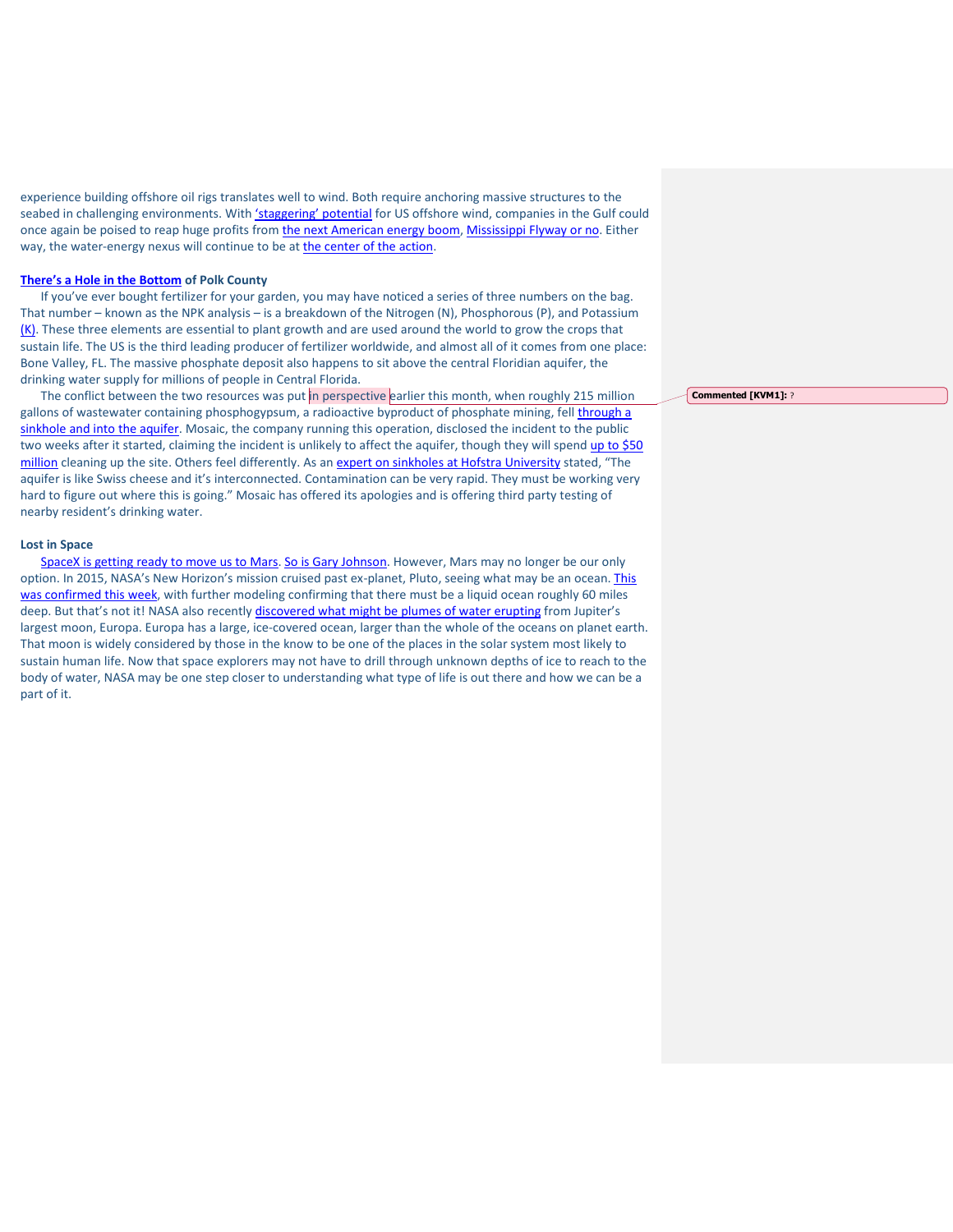experience building offshore oil rigs translates well to wind. Both require anchoring massive structures to the seabed in challenging environments. With 'staggering' potential for US offshore wind, companies in the Gulf could once again be poised to reap huge profits from the next American energy boom, Mississippi Flyway or no. Either way, the water-energy nexus will continue to be at the center of the action.

**There's a Hole in the Bottom of Polk County**

If you've ever bought fertilizer for your garden, you may have noticed a series of three numbers on the bag. That number – known as the NPK analysis – is a breakdown of the Nitrogen (N), Phosphorous (P), and Potassium (K). These three elements are essential to plant growth and are used around the world to grow the crops that sustain life. The US is the third leading producer of fertilizer worldwide, and almost all of it comes from one place: Bone Valley, FL. The massive phosphate deposit also happens to sit above the central Floridian aquifer, the drinking water supply for millions of people in Central Florida.

The conflict between the two resources was put in perspective earlier this month, when roughly 215 million gallons of wastewater containing phosphogypsum, a radioactive byproduct of phosphate mining, fell through a sinkhole and into the aquifer. Mosaic, the company running this operation, disclosed the incident to the public two weeks after it started, claiming the incident is unlikely to affect the aquifer, though they will spend up to $50 million cleaning up the site. Others feel differently. As an expert on sinkholes at Hofstra University stated, "The aquifer is like Swiss cheese and it's interconnected. Contamination can be very rapid. They must be working very hard to figure out where this is going." Mosaic has offered its apologies and is offering third party testing of nearby resident's drinking water.

**Commented [KVM1]:** ?

**Lost in Space**

SpaceX is getting ready to move us to Mars. So is Gary Johnson. However, Mars may no longer be our only option. In 2015, NASA's New Horizon's mission cruised past ex-planet, Pluto, seeing what may be an ocean. This was confirmed this week, with further modeling confirming that there must be a liquid ocean roughly 60 miles deep. But that's not it! NASA also recently discovered what might be plumes of water erupting from Jupiter's largest moon, Europa. Europa has a large, ice-covered ocean, larger than the whole of the oceans on planet earth. That moon is widely considered by those in the know to be one of the places in the solar system most likely to sustain human life. Now that space explorers may not have to drill through unknown depths of ice to reach to the body of water, NASA may be one step closer to understanding what type of life is out there and how we can be a part of it.